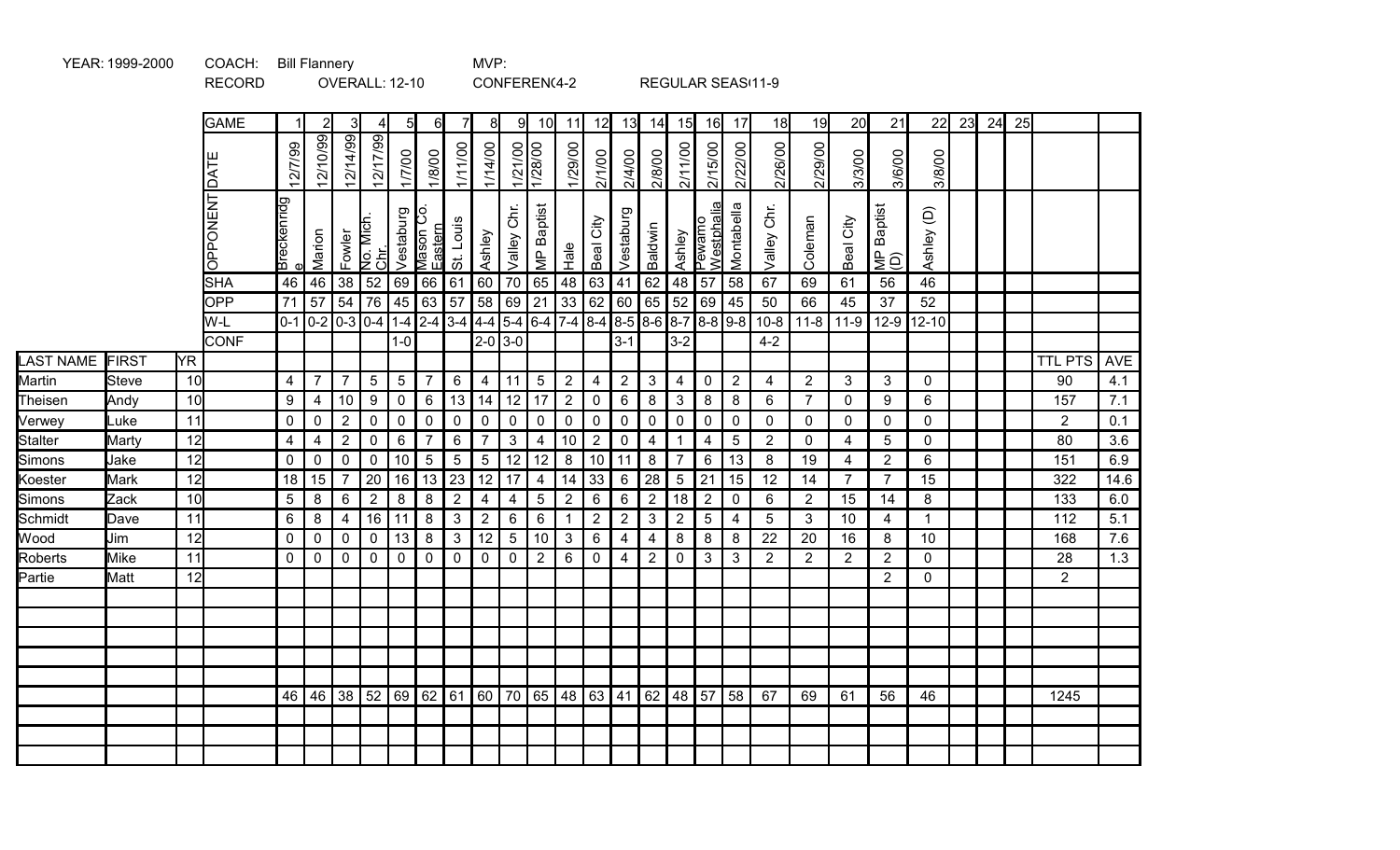YEAR: 1999-2000 COACH: Bill Flannery MVP:

RECORD OVERALL: 12-10 CONFERENC4-2 REGULAR SEAS11-9

| LAST NAME | FIRST | YR | GAME | 1 | 2 | 3 | 4 | 5 | 6 | 7 | 8 | 9 | 10 | 11 | 12 | 13 | 14 | 15 | 16 | 17 | 18 | 19 | 20 | 21 | 22 | 23 | 24 | 25 | | |
|---|---|---|---|---|---|---|---|---|---|---|---|---|---|---|---|---|---|---|---|---|---|---|---|---|---|---|---|---|---|---|
| | | | DATE | 12/7/99 | 12/10/99 | 12/14/99 | 12/17/99 | 1/7/00 | 1/8/00 | 1/11/00 | 1/14/00 | 1/21/00 | 1/28/00 | 1/29/00 | 2/1/00 | 2/4/00 | 2/8/00 | 2/11/00 | 2/15/00 | 2/22/00 | 2/26/00 | 2/29/00 | 3/3/00 | 3/6/00 | 3/8/00 | | | | | |
| | | | OPPONENT | Breckenridge | Marion | Fowler | No. Mich. Chr. | Vestaburg | Mason Co. Eastern | St. Louis | Ashley | Valley Chr. | MP Baptist | Hale | Beal City | Vestaburg | Baldwin | Ashley | Pewamo Westphalia | Montabella | Valley Chr. | Coleman | Beal City | MP Baptist (D) | Ashley (D) | | | | | |
| | | | SHA | 46 | 46 | 38 | 52 | 69 | 66 | 61 | 60 | 70 | 65 | 48 | 63 | 41 | 62 | 48 | 57 | 58 | 67 | 69 | 61 | 56 | 46 | | | | | |
| | | | OPP | 71 | 57 | 54 | 76 | 45 | 63 | 57 | 58 | 69 | 21 | 33 | 62 | 60 | 65 | 52 | 69 | 45 | 50 | 66 | 45 | 37 | 52 | | | | | |
| | | | W-L | 0-1 | 0-2 | 0-3 | 0-4 | 1-4 | 2-4 | 3-4 | 4-4 | 5-4 | 6-4 | 7-4 | 8-4 | 8-5 | 8-6 | 8-7 | 8-8 | 9-8 | 10-8 | 11-8 | 11-9 | 12-9 | 12-10 | | | | | |
| | | | CONF | | | | | 1-0 | | | 2-0 | 3-0 | | | | 3-1 | | 3-2 | | | 4-2 | | | | | | | | TTL PTS | AVE |
| Martin | Steve | 10 | | 4 | 7 | 7 | 5 | 5 | 7 | 6 | 4 | 11 | 5 | 2 | 4 | 2 | 3 | 4 | 0 | 2 | 4 | 2 | 3 | 3 | 0 | | | | 90 | 4.1 |
| Theisen | Andy | 10 | | 9 | 4 | 10 | 9 | 0 | 6 | 13 | 14 | 12 | 17 | 2 | 0 | 6 | 8 | 3 | 8 | 8 | 6 | 7 | 0 | 9 | 6 | | | | 157 | 7.1 |
| Verwey | Luke | 11 | | 0 | 0 | 2 | 0 | 0 | 0 | 0 | 0 | 0 | 0 | 0 | 0 | 0 | 0 | 0 | 0 | 0 | 0 | 0 | 0 | 0 | 0 | | | | 2 | 0.1 |
| Stalter | Marty | 12 | | 4 | 4 | 2 | 0 | 6 | 7 | 6 | 7 | 3 | 4 | 10 | 2 | 0 | 4 | 1 | 4 | 5 | 2 | 0 | 4 | 5 | 0 | | | | 80 | 3.6 |
| Simons | Jake | 12 | | 0 | 0 | 0 | 0 | 10 | 5 | 5 | 5 | 12 | 12 | 8 | 10 | 11 | 8 | 7 | 6 | 13 | 8 | 19 | 4 | 2 | 6 | | | | 151 | 6.9 |
| Koester | Mark | 12 | | 18 | 15 | 7 | 20 | 16 | 13 | 23 | 12 | 17 | 4 | 14 | 33 | 6 | 28 | 5 | 21 | 15 | 12 | 14 | 7 | 7 | 15 | | | | 322 | 14.6 |
| Simons | Zack | 10 | | 5 | 8 | 6 | 2 | 8 | 8 | 2 | 4 | 4 | 5 | 2 | 6 | 6 | 2 | 18 | 2 | 0 | 6 | 2 | 15 | 14 | 8 | | | | 133 | 6.0 |
| Schmidt | Dave | 11 | | 6 | 8 | 4 | 16 | 11 | 8 | 3 | 2 | 6 | 6 | 1 | 2 | 2 | 3 | 2 | 5 | 4 | 5 | 3 | 10 | 4 | 1 | | | | 112 | 5.1 |
| Wood | Jim | 12 | | 0 | 0 | 0 | 0 | 13 | 8 | 3 | 12 | 5 | 10 | 3 | 6 | 4 | 4 | 8 | 8 | 8 | 22 | 20 | 16 | 8 | 10 | | | | 168 | 7.6 |
| Roberts | Mike | 11 | | 0 | 0 | 0 | 0 | 0 | 0 | 0 | 0 | 0 | 2 | 6 | 0 | 4 | 2 | 0 | 3 | 3 | 2 | 2 | 2 | 2 | 0 | | | | 28 | 1.3 |
| Partie | Matt | 12 | | | | | | | | | | | | | | | | | | | | | | 2 | 0 | | | | 2 | |
| | | | | 46 | 46 | 38 | 52 | 69 | 62 | 61 | 60 | 70 | 65 | 48 | 63 | 41 | 62 | 48 | 57 | 58 | 67 | 69 | 61 | 56 | 46 | | | | 1245 | |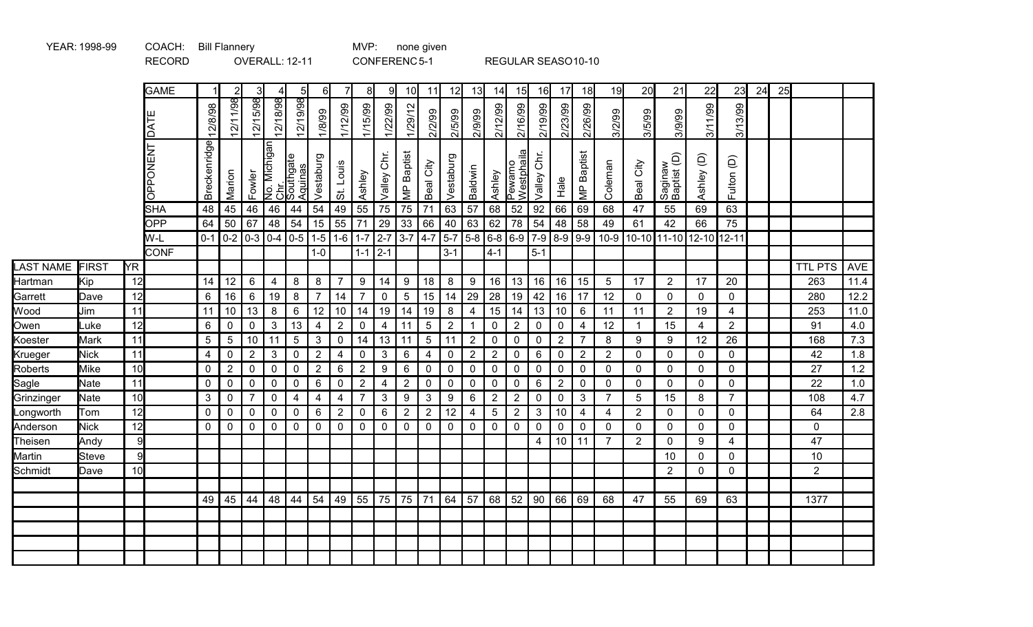YEAR: 1998-99 COACH: Bill Flannery MVP: none given

RECORD OVERALL: 12-11 CONFERENC 5-1 REGULAR SEASO 10-10

| LAST NAME | FIRST | YR | GAME | 1 | 2 | 3 | 4 | 5 | 6 | 7 | 8 | 9 | 10 | 11 | 12 | 13 | 14 | 15 | 16 | 17 | 18 | 19 | 20 | 21 | 22 | 23 | 24 | 25 | | |
|---|---|---|---|---|---|---|---|---|---|---|---|---|---|---|---|---|---|---|---|---|---|---|---|---|---|---|---|---|---|---|
| | | | DATE | 12/8/98 | 12/11/98 | 12/15/98 | 12/18/98 | 12/19/98 | 1/8/99 | 1/12/99 | 1/15/99 | 1/22/99 | 1/29/12 | 2/2/99 | 2/5/99 | 2/9/99 | 2/12/99 | 2/16/99 | 2/19/99 | 2/23/99 | 2/26/99 | 3/2/99 | 3/5/99 | 3/9/99 | 3/11/99 | 3/13/99 | | | | |
| | | | OPPONENT | Breckenridge | Marion | Fowler | No. Michigan Chr. | Southgate Aquinas | Vestaburg | St. Louis | Ashley | Valley Chr. | MP Baptist | Beal City | Vestaburg | Baldwin | Ashley | Pewamo Westphalia | Valley Chr. | Hale | MP Baptist | Coleman | Beal City | Saginaw Baptist (D) | Ashley (D) | Fulton (D) | | | | |
| | | | SHA | 48 | 45 | 46 | 46 | 44 | 54 | 49 | 55 | 75 | 75 | 71 | 63 | 57 | 68 | 52 | 92 | 66 | 69 | 68 | 47 | 55 | 69 | 63 | | | | |
| | | | OPP | 64 | 50 | 67 | 48 | 54 | 15 | 55 | 71 | 29 | 33 | 66 | 40 | 63 | 62 | 78 | 54 | 48 | 58 | 49 | 61 | 42 | 66 | 75 | | | | |
| | | | W-L | 0-1 | 0-2 | 0-3 | 0-4 | 0-5 | 1-5 | 1-6 | 1-7 | 2-7 | 3-7 | 4-7 | 5-7 | 5-8 | 6-8 | 6-9 | 7-9 | 8-9 | 9-9 | 10-9 | 10-10 | 11-10 | 12-10 | 12-11 | | | | |
| | | | CONF | | | | | | 1-0 | | 1-1 | 2-1 | | | 3-1 | | 4-1 | | 5-1 | | | | | | | | | | | |
| LAST NAME | FIRST | YR | | | | | | | | | | | | | | | | | | | | | | | | | | | TTL PTS | AVE |
| Hartman | Kip | 12 | | 14 | 12 | 6 | 4 | 8 | 8 | 7 | 9 | 14 | 9 | 18 | 8 | 9 | 16 | 13 | 16 | 16 | 15 | 5 | 17 | 2 | 17 | 20 | | | 263 | 11.4 |
| Garrett | Dave | 12 | | 6 | 16 | 6 | 19 | 8 | 7 | 14 | 7 | 0 | 5 | 15 | 14 | 29 | 28 | 19 | 42 | 16 | 17 | 12 | 0 | 0 | 0 | 0 | | | 280 | 12.2 |
| Wood | Jim | 11 | | 11 | 10 | 13 | 8 | 6 | 12 | 10 | 14 | 19 | 14 | 19 | 8 | 4 | 15 | 14 | 13 | 10 | 6 | 11 | 11 | 2 | 19 | 4 | | | 253 | 11.0 |
| Owen | Luke | 12 | | 6 | 0 | 0 | 3 | 13 | 4 | 2 | 0 | 4 | 11 | 5 | 2 | 1 | 0 | 2 | 0 | 0 | 4 | 12 | 1 | 15 | 4 | 2 | | | 91 | 4.0 |
| Koester | Mark | 11 | | 5 | 5 | 10 | 11 | 5 | 3 | 0 | 14 | 13 | 11 | 5 | 11 | 2 | 0 | 0 | 0 | 2 | 7 | 8 | 9 | 9 | 12 | 26 | | | 168 | 7.3 |
| Krueger | Nick | 11 | | 4 | 0 | 2 | 3 | 0 | 2 | 4 | 0 | 3 | 6 | 4 | 0 | 2 | 2 | 0 | 6 | 0 | 2 | 2 | 0 | 0 | 0 | 0 | | | 42 | 1.8 |
| Roberts | Mike | 10 | | 0 | 2 | 0 | 0 | 0 | 2 | 6 | 2 | 9 | 6 | 0 | 0 | 0 | 0 | 0 | 0 | 0 | 0 | 0 | 0 | 0 | 0 | 0 | | | 27 | 1.2 |
| Sagle | Nate | 11 | | 0 | 0 | 0 | 0 | 0 | 6 | 0 | 2 | 4 | 2 | 0 | 0 | 0 | 0 | 0 | 6 | 2 | 0 | 0 | 0 | 0 | 0 | 0 | | | 22 | 1.0 |
| Grinzinger | Nate | 10 | | 3 | 0 | 7 | 0 | 4 | 4 | 4 | 7 | 3 | 9 | 3 | 9 | 6 | 2 | 2 | 0 | 0 | 3 | 7 | 5 | 15 | 8 | 7 | | | 108 | 4.7 |
| Longworth | Tom | 12 | | 0 | 0 | 0 | 0 | 0 | 6 | 2 | 0 | 6 | 2 | 2 | 12 | 4 | 5 | 2 | 3 | 10 | 4 | 4 | 2 | 0 | 0 | 0 | | | 64 | 2.8 |
| Anderson | Nick | 12 | | 0 | 0 | 0 | 0 | 0 | 0 | 0 | 0 | 0 | 0 | 0 | 0 | 0 | 0 | 0 | 0 | 0 | 0 | 0 | 0 | 0 | 0 | 0 | | | 0 | |
| Theisen | Andy | 9 | | | | | | | | | | | | | | | | | 4 | 10 | 11 | 7 | 2 | 0 | 9 | 4 | | | 47 | |
| Martin | Steve | 9 | | | | | | | | | | | | | | | | | | | | | | 10 | 0 | 0 | | | 10 | |
| Schmidt | Dave | 10 | | | | | | | | | | | | | | | | | | | | | | 2 | 0 | 0 | | | 2 | |
| | | | | | | | | | | | | | | | | | | | | | | | | | | | | | | |
| | | | | 49 | 45 | 44 | 48 | 44 | 54 | 49 | 55 | 75 | 75 | 71 | 64 | 57 | 68 | 52 | 90 | 66 | 69 | 68 | 47 | 55 | 69 | 63 | | | 1377 | |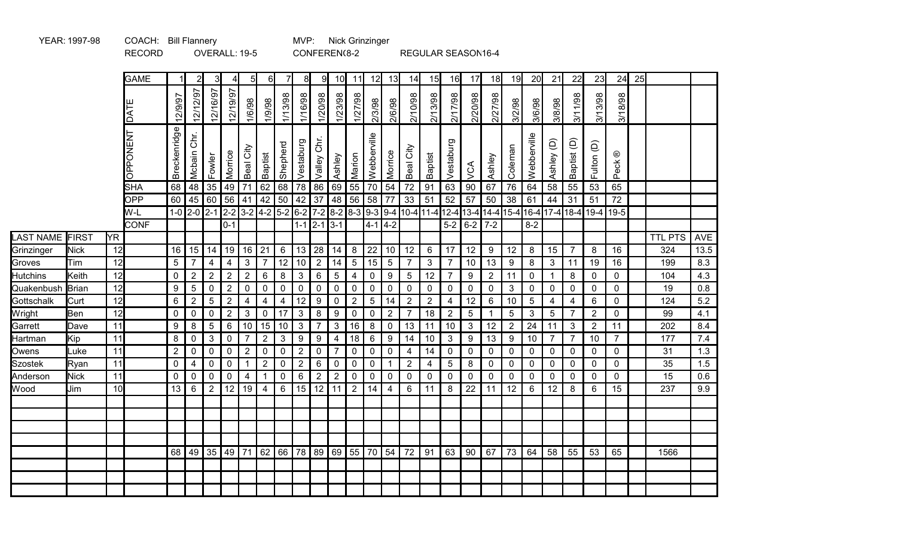YEAR: 1997-98 COACH: Bill Flannery MVP: Nick Grinzinger

RECORD OVERALL: 19-5 CONFERENCE 8-2 REGULAR SEASON 16-4

| LAST NAME | FIRST | YR | GAME | 1 | 2 | 3 | 4 | 5 | 6 | 7 | 8 | 9 | 10 | 11 | 12 | 13 | 14 | 15 | 16 | 17 | 18 | 19 | 20 | 21 | 22 | 23 | 24 | 25 | | |
|---|---|---|---|---|---|---|---|---|---|---|---|---|---|---|---|---|---|---|---|---|---|---|---|---|---|---|---|---|---|---|
| | | | DATE | 12/9/97 | 12/12/97 | 12/16/97 | 12/19/97 | 1/6/98 | 1/9/98 | 1/13/98 | 1/16/98 | 1/20/98 | 1/23/98 | 1/27/98 | 2/3/98 | 2/6/98 | 2/10/98 | 2/13/98 | 2/17/98 | 2/20/98 | 2/27/98 | 3/2/98 | 3/6/98 | 3/8/98 | 3/11/98 | 3/13/98 | 3/18/98 | | | |
| | | | OPPONENT | Breckenridge | Mcbain Chr. | Fowler | Morrice | Beal City | Baptist | Shepherd | Vestaburg | Valley Chr. | Ashley | Marion | Webberville | Morrice | Beal City | Baptist | Vestaburg | VCA | Ashley | Coleman | Webberville | Ashley (D) | Baptist (D) | Fulton (D) | Peck ® | | | |
| | | | SHA | 68 | 48 | 35 | 49 | 71 | 62 | 68 | 78 | 86 | 69 | 55 | 70 | 54 | 72 | 91 | 63 | 90 | 67 | 76 | 64 | 58 | 55 | 53 | 65 | | | |
| | | | OPP | 60 | 45 | 60 | 56 | 41 | 42 | 50 | 42 | 37 | 48 | 56 | 58 | 77 | 33 | 51 | 52 | 57 | 50 | 38 | 61 | 44 | 31 | 51 | 72 | | | |
| | | | W-L | 1-0 | 2-0 | 2-1 | 2-2 | 3-2 | 4-2 | 5-2 | 6-2 | 7-2 | 8-2 | 8-3 | 9-3 | 9-4 | 10-4 | 11-4 | 12-4 | 13-4 | 14-4 | 15-4 | 16-4 | 17-4 | 18-4 | 19-4 | 19-5 | | | |
| | | | CONF | | | | 0-1 | | | | 1-1 | 2-1 | 3-1 | | 4-1 | 4-2 | | | 5-2 | 6-2 | 7-2 | | 8-2 | | | | | | | |
| LAST NAME | FIRST | YR | | | | | | | | | | | | | | | | | | | | | | | | | | | TTL PTS | AVE |
| Grinzinger | Nick | 12 | | 16 | 15 | 14 | 19 | 16 | 21 | 6 | 13 | 28 | 14 | 8 | 22 | 10 | 12 | 6 | 17 | 12 | 9 | 12 | 8 | 15 | 7 | 8 | 16 | | 324 | 13.5 |
| Groves | Tim | 12 | | 5 | 7 | 4 | 4 | 3 | 7 | 12 | 10 | 2 | 14 | 5 | 15 | 5 | 7 | 3 | 7 | 10 | 13 | 9 | 8 | 3 | 11 | 19 | 16 | | 199 | 8.3 |
| Hutchins | Keith | 12 | | 0 | 2 | 2 | 2 | 2 | 6 | 8 | 3 | 6 | 5 | 4 | 0 | 9 | 5 | 12 | 7 | 9 | 2 | 11 | 0 | 1 | 8 | 0 | 0 | | 104 | 4.3 |
| Quakenbush | Brian | 12 | | 9 | 5 | 0 | 2 | 0 | 0 | 0 | 0 | 0 | 0 | 0 | 0 | 0 | 0 | 0 | 0 | 0 | 0 | 3 | 0 | 0 | 0 | 0 | 0 | | 19 | 0.8 |
| Gottschalk | Curt | 12 | | 6 | 2 | 5 | 2 | 4 | 4 | 4 | 12 | 9 | 0 | 2 | 5 | 14 | 2 | 2 | 4 | 12 | 6 | 10 | 5 | 4 | 4 | 6 | 0 | | 124 | 5.2 |
| Wright | Ben | 12 | | 0 | 0 | 0 | 2 | 3 | 0 | 17 | 3 | 8 | 9 | 0 | 0 | 2 | 7 | 18 | 2 | 5 | 1 | 5 | 3 | 5 | 7 | 2 | 0 | | 99 | 4.1 |
| Garrett | Dave | 11 | | 9 | 8 | 5 | 6 | 10 | 15 | 10 | 3 | 7 | 3 | 16 | 8 | 0 | 13 | 11 | 10 | 3 | 12 | 2 | 24 | 11 | 3 | 2 | 11 | | 202 | 8.4 |
| Hartman | Kip | 11 | | 8 | 0 | 3 | 0 | 7 | 2 | 3 | 9 | 9 | 4 | 18 | 6 | 9 | 14 | 10 | 3 | 9 | 13 | 9 | 10 | 7 | 7 | 10 | 7 | | 177 | 7.4 |
| Owens | Luke | 11 | | 2 | 0 | 0 | 0 | 2 | 0 | 0 | 2 | 0 | 7 | 0 | 0 | 0 | 4 | 14 | 0 | 0 | 0 | 0 | 0 | 0 | 0 | 0 | 0 | | 31 | 1.3 |
| Szostek | Ryan | 11 | | 0 | 4 | 0 | 0 | 1 | 2 | 0 | 2 | 6 | 0 | 0 | 0 | 1 | 2 | 4 | 5 | 8 | 0 | 0 | 0 | 0 | 0 | 0 | 0 | | 35 | 1.5 |
| Anderson | Nick | 11 | | 0 | 0 | 0 | 0 | 4 | 1 | 0 | 6 | 2 | 2 | 0 | 0 | 0 | 0 | 0 | 0 | 0 | 0 | 0 | 0 | 0 | 0 | 0 | 0 | | 15 | 0.6 |
| Wood | Jim | 10 | | 13 | 6 | 2 | 12 | 19 | 4 | 6 | 15 | 12 | 11 | 2 | 14 | 4 | 6 | 11 | 8 | 22 | 11 | 12 | 6 | 12 | 8 | 6 | 15 | | 237 | 9.9 |
| | | | | | | | | | | | | | | | | | | | | | | | | | | | | | | |
| | | | | 68 | 49 | 35 | 49 | 71 | 62 | 66 | 78 | 89 | 69 | 55 | 70 | 54 | 72 | 91 | 63 | 90 | 67 | 73 | 64 | 58 | 55 | 53 | 65 | | 1566 | |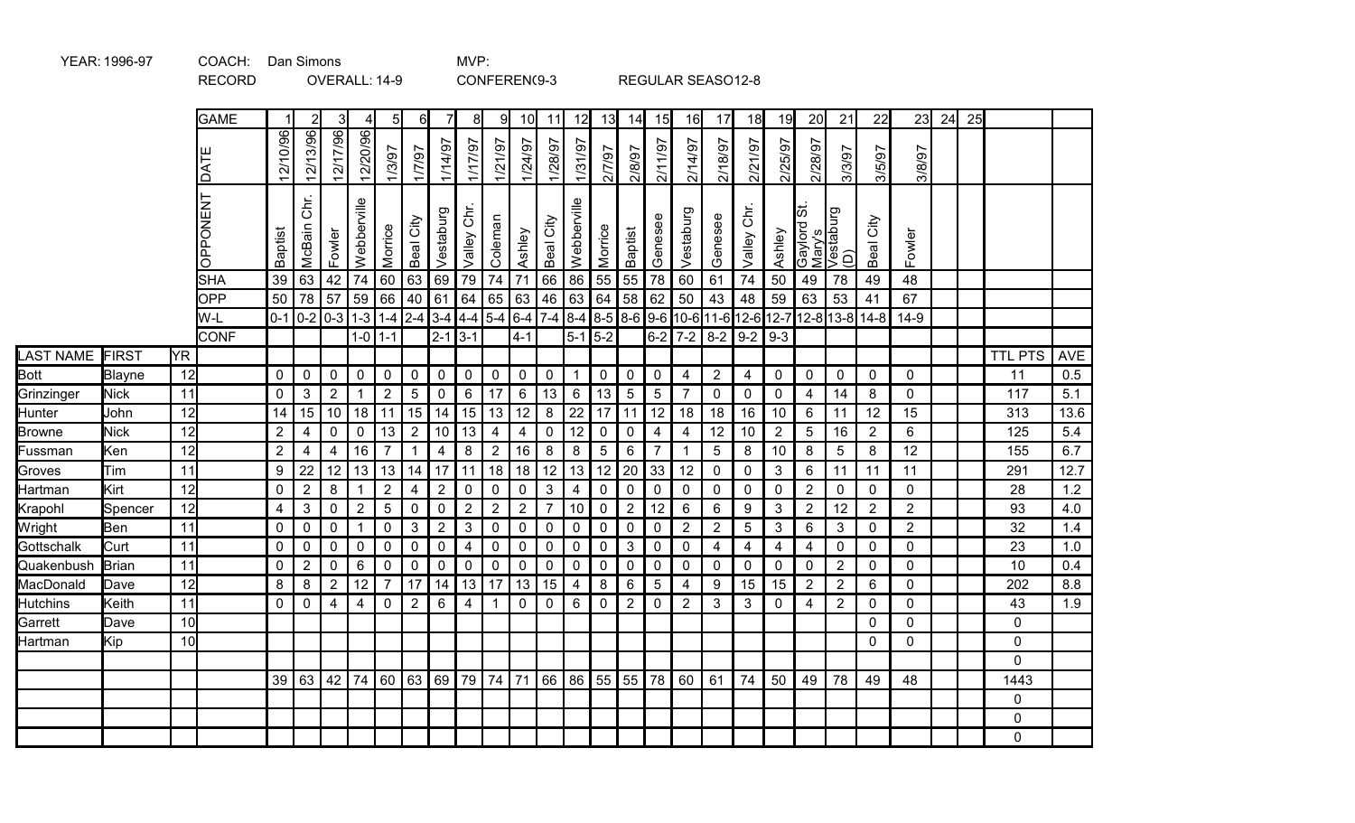YEAR: 1996-97 COACH: Dan Simons MVP:

RECORD OVERALL: 14-9 CONFEREN(9-3 REGULAR SEASO12-8

| LAST NAME | FIRST | YR | GAME | 1 | 2 | 3 | 4 | 5 | 6 | 7 | 8 | 9 | 10 | 11 | 12 | 13 | 14 | 15 | 16 | 17 | 18 | 19 | 20 | 21 | 22 | 23 | 24 | 25 | | |
|---|---|---|---|---|---|---|---|---|---|---|---|---|---|---|---|---|---|---|---|---|---|---|---|---|---|---|---|---|---|---|
| | | | DATE | 12/10/96 | 12/13/96 | 12/17/96 | 12/20/96 | 1/3/97 | 1/7/97 | 1/14/97 | 1/17/97 | 1/21/97 | 1/24/97 | 1/28/97 | 1/31/97 | 2/7/97 | 2/8/97 | 2/11/97 | 2/14/97 | 2/18/97 | 2/21/97 | 2/25/97 | 2/28/97 | 3/3/97 | 3/5/97 | 3/8/97 | | | | |
| | | | OPPONENT | Baptist | McBain Chr. | Fowler | Webberville | Morrice | Beal City | Vestaburg | Valley Chr. | Coleman | Ashley | Beal City | Webberville | Morrice | Baptist | Genesee | Vestaburg | Genesee | Valley Chr. | Ashley | Gaylord St. Mary's | Vestaburg (D) | Beal City | Fowler | | | | |
| | | | SHA | 39 | 63 | 42 | 74 | 60 | 63 | 69 | 79 | 74 | 71 | 66 | 86 | 55 | 55 | 78 | 60 | 61 | 74 | 50 | 49 | 78 | 49 | 48 | | | | |
| | | | OPP | 50 | 78 | 57 | 59 | 66 | 40 | 61 | 64 | 65 | 63 | 46 | 63 | 64 | 58 | 62 | 50 | 43 | 48 | 59 | 63 | 53 | 41 | 67 | | | | |
| | | | W-L | 0-1 | 0-2 | 0-3 | 1-3 | 1-4 | 2-4 | 3-4 | 4-4 | 5-4 | 6-4 | 7-4 | 8-4 | 8-5 | 8-6 | 9-6 | 10-6 | 11-6 | 12-6 | 12-7 | 12-8 | 13-8 | 14-8 | 14-9 | | | | |
| | | | CONF | | | | 1-0 | 1-1 | | 2-1 | 3-1 | | 4-1 | | 5-1 | 5-2 | | 6-2 | 7-2 | 8-2 | 9-2 | 9-3 | | | | | | | TTL PTS | AVE |
| Bott | Blayne | 12 | | 0 | 0 | 0 | 0 | 0 | 0 | 0 | 0 | 0 | 0 | 0 | 1 | 0 | 0 | 0 | 4 | 2 | 4 | 0 | 0 | 0 | 0 | 0 | | | 11 | 0.5 |
| Grinzinger | Nick | 11 | | 0 | 3 | 2 | 1 | 2 | 5 | 0 | 6 | 17 | 6 | 13 | 6 | 13 | 5 | 5 | 7 | 0 | 0 | 0 | 4 | 14 | 8 | 0 | | | 117 | 5.1 |
| Hunter | John | 12 | | 14 | 15 | 10 | 18 | 11 | 15 | 14 | 15 | 13 | 12 | 8 | 22 | 17 | 11 | 12 | 18 | 18 | 16 | 10 | 6 | 11 | 12 | 15 | | | 313 | 13.6 |
| Browne | Nick | 12 | | 2 | 4 | 0 | 0 | 13 | 2 | 10 | 13 | 4 | 4 | 0 | 12 | 0 | 0 | 4 | 4 | 12 | 10 | 2 | 5 | 16 | 2 | 6 | | | 125 | 5.4 |
| Fussman | Ken | 12 | | 2 | 4 | 4 | 16 | 7 | 1 | 4 | 8 | 2 | 16 | 8 | 8 | 5 | 6 | 7 | 1 | 5 | 8 | 10 | 8 | 5 | 8 | 12 | | | 155 | 6.7 |
| Groves | Tim | 11 | | 9 | 22 | 12 | 13 | 13 | 14 | 17 | 11 | 18 | 18 | 12 | 13 | 12 | 20 | 33 | 12 | 0 | 0 | 3 | 6 | 11 | 11 | 11 | | | 291 | 12.7 |
| Hartman | Kirt | 12 | | 0 | 2 | 8 | 1 | 2 | 4 | 2 | 0 | 0 | 0 | 3 | 4 | 0 | 0 | 0 | 0 | 0 | 0 | 0 | 2 | 0 | 0 | 0 | | | 28 | 1.2 |
| Krapohl | Spencer | 12 | | 4 | 3 | 0 | 2 | 5 | 0 | 0 | 2 | 2 | 2 | 7 | 10 | 0 | 2 | 12 | 6 | 6 | 9 | 3 | 2 | 12 | 2 | 2 | | | 93 | 4.0 |
| Wright | Ben | 11 | | 0 | 0 | 0 | 1 | 0 | 3 | 2 | 3 | 0 | 0 | 0 | 0 | 0 | 0 | 0 | 2 | 2 | 5 | 3 | 6 | 3 | 0 | 2 | | | 32 | 1.4 |
| Gottschalk | Curt | 11 | | 0 | 0 | 0 | 0 | 0 | 0 | 0 | 4 | 0 | 0 | 0 | 0 | 0 | 3 | 0 | 0 | 4 | 4 | 4 | 4 | 0 | 0 | 0 | | | 23 | 1.0 |
| Quakenbush | Brian | 11 | | 0 | 2 | 0 | 6 | 0 | 0 | 0 | 0 | 0 | 0 | 0 | 0 | 0 | 0 | 0 | 0 | 0 | 0 | 0 | 0 | 2 | 0 | 0 | | | 10 | 0.4 |
| MacDonald | Dave | 12 | | 8 | 8 | 2 | 12 | 7 | 17 | 14 | 13 | 17 | 13 | 15 | 4 | 8 | 6 | 5 | 4 | 9 | 15 | 15 | 2 | 2 | 6 | 0 | | | 202 | 8.8 |
| Hutchins | Keith | 11 | | 0 | 0 | 4 | 4 | 0 | 2 | 6 | 4 | 1 | 0 | 0 | 6 | 0 | 2 | 0 | 2 | 3 | 3 | 0 | 4 | 2 | 0 | 0 | | | 43 | 1.9 |
| Garrett | Dave | 10 | | | | | | | | | | | | | | | | | | | | | | | 0 | 0 | | | 0 | |
| Hartman | Kip | 10 | | | | | | | | | | | | | | | | | | | | | | | 0 | 0 | | | 0 | |
| | | | | | | | | | | | | | | | | | | | | | | | | | | | | | 0 | |
| | | | | 39 | 63 | 42 | 74 | 60 | 63 | 69 | 79 | 74 | 71 | 66 | 86 | 55 | 55 | 78 | 60 | 61 | 74 | 50 | 49 | 78 | 49 | 48 | | | 1443 | |
| | | | | | | | | | | | | | | | | | | | | | | | | | | | | | 0 | |
| | | | | | | | | | | | | | | | | | | | | | | | | | | | | | 0 | |
| | | | | | | | | | | | | | | | | | | | | | | | | | | | | | 0 | |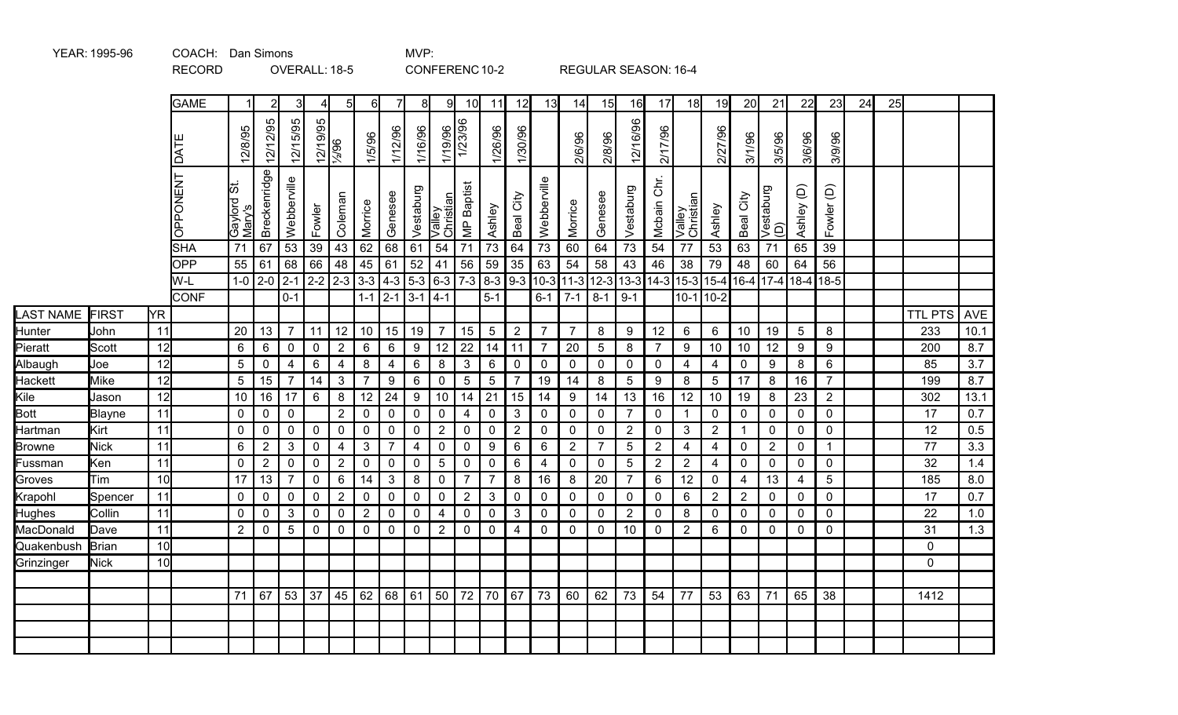YEAR: 1995-96 COACH: Dan Simons MVP:

RECORD OVERALL: 18-5 CONFERENC 10-2 REGULAR SEASON: 16-4

| LAST NAME | FIRST | YR | GAME | 1 | 2 | 3 | 4 | 5 | 6 | 7 | 8 | 9 | 10 | 11 | 12 | 13 | 14 | 15 | 16 | 17 | 18 | 19 | 20 | 21 | 22 | 23 | 24 | 25 | TTL PTS | AVE |
|---|---|---|---|---|---|---|---|---|---|---|---|---|---|---|---|---|---|---|---|---|---|---|---|---|---|---|---|---|---|---|
| | | | DATE | 12/8/95 | 12/12/95 | 12/15/95 | 12/19/95 | ½/96 | 1/5/96 | 1/12/96 | 1/16/96 | 1/19/96 | 1/23/96 | 1/26/96 | 1/30/96 | | 2/6/96 | 2/8/96 | 12/16/96 | 2/17/96 | | 2/27/96 | 3/1/96 | 3/5/96 | 3/6/96 | 3/9/96 | | | | |
| | | | OPPONENT | Gaylord St. Mary's | Breckenridge | Webberville | Fowler | Coleman | Morrice | Genesee | Vestaburg | Valley Christian | MP Baptist | Ashley | Beal City | Webberville | Morrice | Genesee | Vestaburg | Mcbain Chr. | Valley Christian | Ashley | Beal City | Vestaburg (D) | Ashley (D) | Fowler (D) | | | | |
| | | | SHA | 71 | 67 | 53 | 39 | 43 | 62 | 68 | 61 | 54 | 71 | 73 | 64 | 73 | 60 | 64 | 73 | 54 | 77 | 53 | 63 | 71 | 65 | 39 | | | | |
| | | | OPP | 55 | 61 | 68 | 66 | 48 | 45 | 61 | 52 | 41 | 56 | 59 | 35 | 63 | 54 | 58 | 43 | 46 | 38 | 79 | 48 | 60 | 64 | 56 | | | | |
| | | | W-L | 1-0 | 2-0 | 2-1 | 2-2 | 2-3 | 3-3 | 4-3 | 5-3 | 6-3 | 7-3 | 8-3 | 9-3 | 10-3 | 11-3 | 12-3 | 13-3 | 14-3 | 15-3 | 15-4 | 16-4 | 17-4 | 18-4 | 18-5 | | | | |
| | | | CONF | | | 0-1 | | | 1-1 | 2-1 | 3-1 | 4-1 | | 5-1 | | 6-1 | 7-1 | 8-1 | 9-1 | | 10-1 | 10-2 | | | | | | | | |
| LAST NAME | FIRST | YR | | | | | | | | | | | | | | | | | | | | | | | | | | | TTL PTS | AVE |
| Hunter | John | 11 | | 20 | 13 | 7 | 11 | 12 | 10 | 15 | 19 | 7 | 15 | 5 | 2 | 7 | 7 | 8 | 9 | 12 | 6 | 6 | 10 | 19 | 5 | 8 | | | 233 | 10.1 |
| Pieratt | Scott | 12 | | 6 | 6 | 0 | 0 | 2 | 6 | 6 | 9 | 12 | 22 | 14 | 11 | 7 | 20 | 5 | 8 | 7 | 9 | 10 | 10 | 12 | 9 | 9 | | | 200 | 8.7 |
| Albaugh | Joe | 12 | | 5 | 0 | 4 | 6 | 4 | 8 | 4 | 6 | 8 | 3 | 6 | 0 | 0 | 0 | 0 | 0 | 0 | 4 | 4 | 0 | 9 | 8 | 6 | | | 85 | 3.7 |
| Hackett | Mike | 12 | | 5 | 15 | 7 | 14 | 3 | 7 | 9 | 6 | 0 | 5 | 5 | 7 | 19 | 14 | 8 | 5 | 9 | 8 | 5 | 17 | 8 | 16 | 7 | | | 199 | 8.7 |
| Kile | Jason | 12 | | 10 | 16 | 17 | 6 | 8 | 12 | 24 | 9 | 10 | 14 | 21 | 15 | 14 | 9 | 14 | 13 | 16 | 12 | 10 | 19 | 8 | 23 | 2 | | | 302 | 13.1 |
| Bott | Blayne | 11 | | 0 | 0 | 0 | | 2 | 0 | 0 | 0 | 0 | 4 | 0 | 3 | 0 | 0 | 0 | 7 | 0 | 1 | 0 | 0 | 0 | 0 | 0 | | | 17 | 0.7 |
| Hartman | Kirt | 11 | | 0 | 0 | 0 | 0 | 0 | 0 | 0 | 0 | 2 | 0 | 0 | 2 | 0 | 0 | 0 | 2 | 0 | 3 | 2 | 1 | 0 | 0 | 0 | | | 12 | 0.5 |
| Browne | Nick | 11 | | 6 | 2 | 3 | 0 | 4 | 3 | 7 | 4 | 0 | 0 | 9 | 6 | 6 | 2 | 7 | 5 | 2 | 4 | 4 | 0 | 2 | 0 | 1 | | | 77 | 3.3 |
| Fussman | Ken | 11 | | 0 | 2 | 0 | 0 | 2 | 0 | 0 | 0 | 5 | 0 | 0 | 6 | 4 | 0 | 0 | 5 | 2 | 2 | 4 | 0 | 0 | 0 | 0 | | | 32 | 1.4 |
| Groves | Tim | 10 | | 17 | 13 | 7 | 0 | 6 | 14 | 3 | 8 | 0 | 7 | 7 | 8 | 16 | 8 | 20 | 7 | 6 | 12 | 0 | 4 | 13 | 4 | 5 | | | 185 | 8.0 |
| Krapohl | Spencer | 11 | | 0 | 0 | 0 | 0 | 2 | 0 | 0 | 0 | 0 | 2 | 3 | 0 | 0 | 0 | 0 | 0 | 0 | 6 | 2 | 2 | 0 | 0 | 0 | | | 17 | 0.7 |
| Hughes | Collin | 11 | | 0 | 0 | 3 | 0 | 0 | 2 | 0 | 0 | 4 | 0 | 0 | 3 | 0 | 0 | 0 | 2 | 0 | 8 | 0 | 0 | 0 | 0 | 0 | | | 22 | 1.0 |
| MacDonald | Dave | 11 | | 2 | 0 | 5 | 0 | 0 | 0 | 0 | 0 | 2 | 0 | 0 | 4 | 0 | 0 | 0 | 10 | 0 | 2 | 6 | 0 | 0 | 0 | 0 | | | 31 | 1.3 |
| Quakenbush | Brian | 10 | | | | | | | | | | | | | | | | | | | | | | | | | | | 0 | |
| Grinzinger | Nick | 10 | | | | | | | | | | | | | | | | | | | | | | | | | | | 0 | |
| | | | | | | | | | | | | | | | | | | | | | | | | | | | | | | |
| | | | | 71 | 67 | 53 | 37 | 45 | 62 | 68 | 61 | 50 | 72 | 70 | 67 | 73 | 60 | 62 | 73 | 54 | 77 | 53 | 63 | 71 | 65 | 38 | | | 1412 | |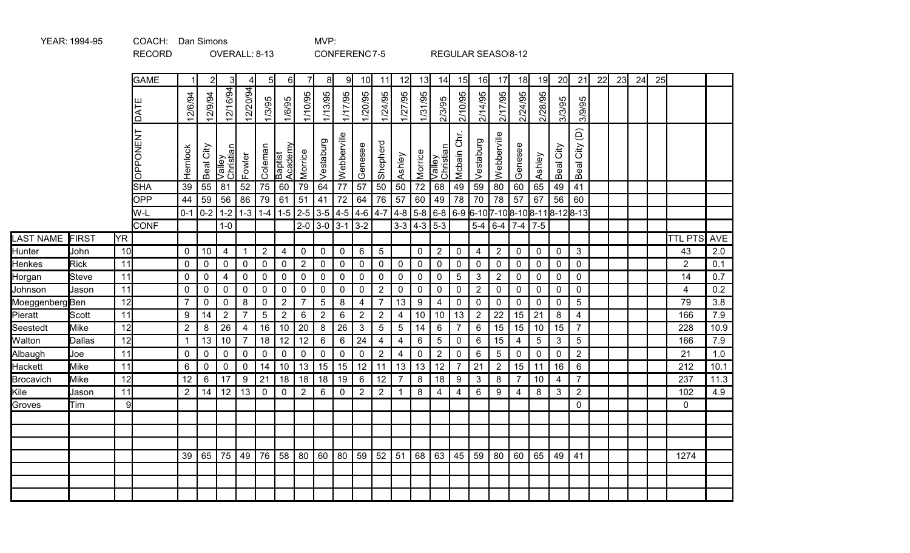YEAR: 1994-95 COACH: Dan Simons MVP:

RECORD OVERALL: 8-13 CONFERENC 7-5 REGULAR SEASO 8-12

| LAST NAME | FIRST | YR | | 1 | 2 | 3 | 4 | 5 | 6 | 7 | 8 | 9 | 10 | 11 | 12 | 13 | 14 | 15 | 16 | 17 | 18 | 19 | 20 | 21 | 22 | 23 | 24 | 25 | | |
|---|---|---|---|---|---|---|---|---|---|---|---|---|---|---|---|---|---|---|---|---|---|---|---|---|---|---|---|---|---|---|
| | | | GAME | 1 | 2 | 3 | 4 | 5 | 6 | 7 | 8 | 9 | 10 | 11 | 12 | 13 | 14 | 15 | 16 | 17 | 18 | 19 | 20 | 21 | 22 | 23 | 24 | 25 | | |
| | | | DATE | 12/6/94 | 12/9/94 | 12/16/94 | 12/20/94 | 1/3/95 | 1/6/95 | 1/10/95 | 1/13/95 | 1/17/95 | 1/20/95 | 1/24/95 | 1/27/95 | 1/31/95 | 2/3/95 | 2/10/95 | 2/14/95 | 2/17/95 | 2/24/95 | 2/28/95 | 3/3/95 | 3/9/95 | | | | | | |
| | | | OPPONENT | Hemlock | Beal City | Valley Christian | Fowler | Coleman | Baptist Academy | Morrice | Vestaburg | Webberville | Genesee | Shepherd | Ashley | Morrice | Valley Christian | Mcbain Chr. | Vestaburg | Webberville | Genesee | Ashley | Beal City | Beal City (D) | | | | | | |
| | | | SHA | 39 | 55 | 81 | 52 | 75 | 60 | 79 | 64 | 77 | 57 | 50 | 50 | 72 | 68 | 49 | 59 | 80 | 60 | 65 | 49 | 41 | | | | | | |
| | | | OPP | 44 | 59 | 56 | 86 | 79 | 61 | 51 | 41 | 72 | 64 | 76 | 57 | 60 | 49 | 78 | 70 | 78 | 57 | 67 | 56 | 60 | | | | | | |
| | | | W-L | 0-1 | 0-2 | 1-2 | 1-3 | 1-4 | 1-5 | 2-5 | 3-5 | 4-5 | 4-6 | 4-7 | 4-8 | 5-8 | 6-8 | 6-9 | 6-10 | 7-10 | 8-10 | 8-11 | 8-12 | 8-13 | | | | | | |
| | | | CONF | | | 1-0 | | | | 2-0 | 3-0 | 3-1 | 3-2 | | 3-3 | 4-3 | 5-3 | | 5-4 | 6-4 | 7-4 | 7-5 | | | | | | | | |
| LAST NAME | FIRST | YR | | | | | | | | | | | | | | | | | | | | | | | | | | | TTL PTS | AVE |
| Hunter | John | 10 | | 0 | 10 | 4 | 1 | 2 | 4 | 0 | 0 | 0 | 6 | 5 | | 0 | 2 | 0 | 4 | 2 | 0 | 0 | 0 | 3 | | | | | 43 | 2.0 |
| Henkes | Rick | 11 | | 0 | 0 | 0 | 0 | 0 | 0 | 2 | 0 | 0 | 0 | 0 | 0 | 0 | 0 | 0 | 0 | 0 | 0 | 0 | 0 | 0 | | | | | 2 | 0.1 |
| Horgan | Steve | 11 | | 0 | 0 | 4 | 0 | 0 | 0 | 0 | 0 | 0 | 0 | 0 | 0 | 0 | 0 | 5 | 3 | 2 | 0 | 0 | 0 | 0 | | | | | 14 | 0.7 |
| Johnson | Jason | 11 | | 0 | 0 | 0 | 0 | 0 | 0 | 0 | 0 | 0 | 0 | 2 | 0 | 0 | 0 | 0 | 2 | 0 | 0 | 0 | 0 | 0 | | | | | 4 | 0.2 |
| Moeggenberg | Ben | 12 | | 7 | 0 | 0 | 8 | 0 | 2 | 7 | 5 | 8 | 4 | 7 | 13 | 9 | 4 | 0 | 0 | 0 | 0 | 0 | 0 | 5 | | | | | 79 | 3.8 |
| Pieratt | Scott | 11 | | 9 | 14 | 2 | 7 | 5 | 2 | 6 | 2 | 6 | 2 | 2 | 4 | 10 | 10 | 13 | 2 | 22 | 15 | 21 | 8 | 4 | | | | | 166 | 7.9 |
| Seestedt | Mike | 12 | | 2 | 8 | 26 | 4 | 16 | 10 | 20 | 8 | 26 | 3 | 5 | 5 | 14 | 6 | 7 | 6 | 15 | 15 | 10 | 15 | 7 | | | | | 228 | 10.9 |
| Walton | Dallas | 12 | | 1 | 13 | 10 | 7 | 18 | 12 | 12 | 6 | 6 | 24 | 4 | 4 | 6 | 5 | 0 | 6 | 15 | 4 | 5 | 3 | 5 | | | | | 166 | 7.9 |
| Albaugh | Joe | 11 | | 0 | 0 | 0 | 0 | 0 | 0 | 0 | 0 | 0 | 0 | 2 | 4 | 0 | 2 | 0 | 6 | 5 | 0 | 0 | 0 | 2 | | | | | 21 | 1.0 |
| Hackett | Mike | 11 | | 6 | 0 | 0 | 0 | 14 | 10 | 13 | 15 | 15 | 12 | 11 | 13 | 13 | 12 | 7 | 21 | 2 | 15 | 11 | 16 | 6 | | | | | 212 | 10.1 |
| Brocavich | Mike | 12 | | 12 | 6 | 17 | 9 | 21 | 18 | 18 | 18 | 19 | 6 | 12 | 7 | 8 | 18 | 9 | 3 | 8 | 7 | 10 | 4 | 7 | | | | | 237 | 11.3 |
| Kile | Jason | 11 | | 2 | 14 | 12 | 13 | 0 | 0 | 2 | 6 | 0 | 2 | 2 | 1 | 8 | 4 | 4 | 6 | 9 | 4 | 8 | 3 | 2 | | | | | 102 | 4.9 |
| Groves | Tim | 9 | | | | | | | | | | | | | | | | | | | | | | 0 | | | | | 0 | |
| | | | | | | | | | | | | | | | | | | | | | | | | | | | | | | |
| | | | | | | | | | | | | | | | | | | | | | | | | | | | | | | |
| | | | | | | | | | | | | | | | | | | | | | | | | | | | | | | |
| | | | | 39 | 65 | 75 | 49 | 76 | 58 | 80 | 60 | 80 | 59 | 52 | 51 | 68 | 63 | 45 | 59 | 80 | 60 | 65 | 49 | 41 | | | | | 1274 | |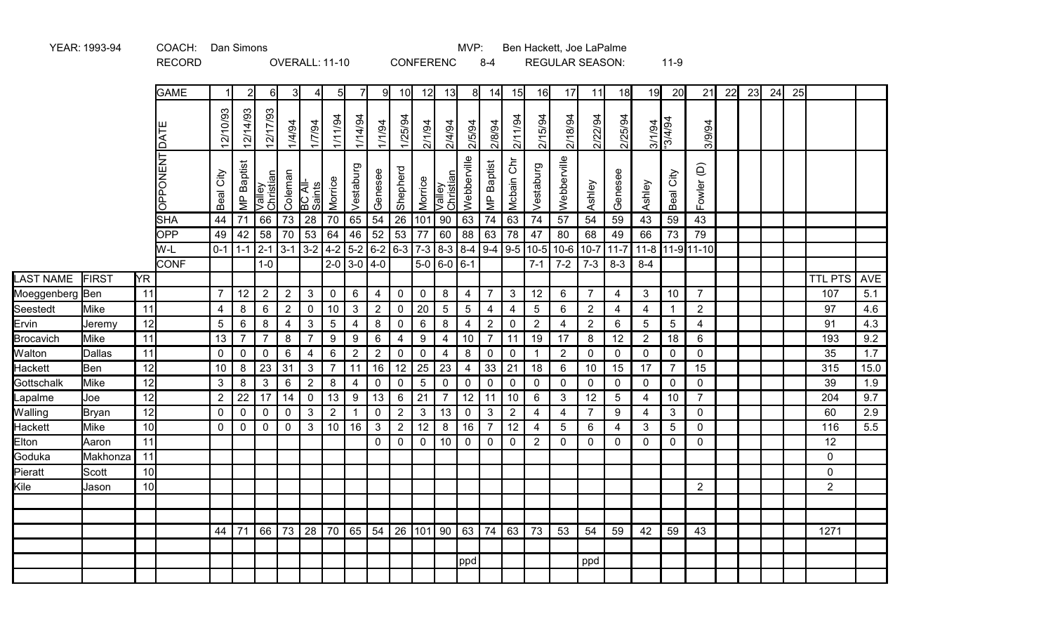YEAR: 1993-94 COACH: Dan Simons MVP: Ben Hackett, Joe LaPalme

RECORD OVERALL: 11-10 CONFERENC 8-4 REGULAR SEASON: 11-9

| LAST NAME | FIRST | YR | GAME | 1 | 2 | 6 | 3 | 4 | 5 | 7 | 9 | 10 | 12 | 13 | 8 | 14 | 15 | 16 | 17 | 11 | 18 | 19 | 20 | 21 | 22 | 23 | 24 | 25 | | |
|---|---|---|---|---|---|---|---|---|---|---|---|---|---|---|---|---|---|---|---|---|---|---|---|---|---|---|---|---|---|---|
| | | | DATE | 12/10/93 | 12/14/93 | 12/17/93 | 1/4/94 | 1/7/94 | 1/11/94 | 1/14/94 | 1/1/94 | 1/25/94 | 2/1/94 | 2/4/94 | 2/5/94 | 2/8/94 | 2/11/94 | 2/15/94 | 2/18/94 | 2/22/94 | 2/25/94 | 3/1/94 | "3/4/94 | 3/9/94 | | | | | | |
| | | | OPPONENT | Beal City | MP Baptist | Valley Christian | Coleman | BC All-Saints | Morrice | Vestaburg | Genesee | Shepherd | Morrice | Valley Christian | Webberville | MP Baptist | Mcbain Chr | Vestaburg | Webberville | Ashley | Genesee | Ashley | Beal City | Fowler (D) | | | | | | |
| | | | SHA | 44 | 71 | 66 | 73 | 28 | 70 | 65 | 54 | 26 | 101 | 90 | 63 | 74 | 63 | 74 | 57 | 54 | 59 | 43 | 59 | 43 | | | | | | |
| | | | OPP | 49 | 42 | 58 | 70 | 53 | 64 | 46 | 52 | 53 | 77 | 60 | 88 | 63 | 78 | 47 | 80 | 68 | 49 | 66 | 73 | 79 | | | | | | |
| | | | W-L | 0-1 | 1-1 | 2-1 | 3-1 | 3-2 | 4-2 | 5-2 | 6-2 | 6-3 | 7-3 | 8-3 | 8-4 | 9-4 | 9-5 | 10-5 | 10-6 | 10-7 | 11-7 | 11-8 | 11-9 | 11-10 | | | | | | |
| | | | CONF | | | 1-0 | | | 2-0 | 3-0 | 4-0 | | 5-0 | 6-0 | 6-1 | | | 7-1 | 7-2 | 7-3 | 8-3 | 8-4 | | | | | | | | |
| | | | | | | | | | | | | | | | | | | | | | | | | | | | | | TTL PTS | AVE |
| Moeggenberg | Ben | 11 | | 7 | 12 | 2 | 2 | 3 | 0 | 6 | 4 | 0 | 0 | 8 | 4 | 7 | 3 | 12 | 6 | 7 | 4 | 3 | 10 | 7 | | | | | 107 | 5.1 |
| Seestedt | Mike | 11 | | 4 | 8 | 6 | 2 | 0 | 10 | 3 | 2 | 0 | 20 | 5 | 5 | 4 | 4 | 5 | 6 | 2 | 4 | 4 | 1 | 2 | | | | | 97 | 4.6 |
| Ervin | Jeremy | 12 | | 5 | 6 | 8 | 4 | 3 | 5 | 4 | 8 | 0 | 6 | 8 | 4 | 2 | 0 | 2 | 4 | 2 | 6 | 5 | 5 | 4 | | | | | 91 | 4.3 |
| Brocavich | Mike | 11 | | 13 | 7 | 7 | 8 | 7 | 9 | 9 | 6 | 4 | 9 | 4 | 10 | 7 | 11 | 19 | 17 | 8 | 12 | 2 | 18 | 6 | | | | | 193 | 9.2 |
| Walton | Dallas | 11 | | 0 | 0 | 0 | 6 | 4 | 6 | 2 | 2 | 0 | 0 | 4 | 8 | 0 | 0 | 1 | 2 | 0 | 0 | 0 | 0 | 0 | | | | | 35 | 1.7 |
| Hackett | Ben | 12 | | 10 | 8 | 23 | 31 | 3 | 7 | 11 | 16 | 12 | 25 | 23 | 4 | 33 | 21 | 18 | 6 | 10 | 15 | 17 | 7 | 15 | | | | | 315 | 15.0 |
| Gottschalk | Mike | 12 | | 3 | 8 | 3 | 6 | 2 | 8 | 4 | 0 | 0 | 5 | 0 | 0 | 0 | 0 | 0 | 0 | 0 | 0 | 0 | 0 | 0 | | | | | 39 | 1.9 |
| Lapalme | Joe | 12 | | 2 | 22 | 17 | 14 | 0 | 13 | 9 | 13 | 6 | 21 | 7 | 12 | 11 | 10 | 6 | 3 | 12 | 5 | 4 | 10 | 7 | | | | | 204 | 9.7 |
| Walling | Bryan | 12 | | 0 | 0 | 0 | 0 | 3 | 2 | 1 | 0 | 2 | 3 | 13 | 0 | 3 | 2 | 4 | 4 | 7 | 9 | 4 | 3 | 0 | | | | | 60 | 2.9 |
| Hackett | Mike | 10 | | 0 | 0 | 0 | 0 | 3 | 10 | 16 | 3 | 2 | 12 | 8 | 16 | 7 | 12 | 4 | 5 | 6 | 4 | 3 | 5 | 0 | | | | | 116 | 5.5 |
| Elton | Aaron | 11 | | | | | | | | | 0 | 0 | 0 | 10 | 0 | 0 | 0 | 2 | 0 | 0 | 0 | 0 | 0 | 0 | | | | | 12 | |
| Goduka | Makhonza | 11 | | | | | | | | | | | | | | | | | | | | | | | | | | | 0 | |
| Pieratt | Scott | 10 | | | | | | | | | | | | | | | | | | | | | | | | | | | 0 | |
| Kile | Jason | 10 | | | | | | | | | | | | | | | | | | | | | | 2 | | | | | 2 | |
| | | | | | | | | | | | | | | | | | | | | | | | | | | | | | | |
| | | | | | | | | | | | | | | | | | | | | | | | | | | | | | | |
| | | | | 44 | 71 | 66 | 73 | 28 | 70 | 65 | 54 | 26 | 101 | 90 | 63 | 74 | 63 | 73 | 53 | 54 | 59 | 42 | 59 | 43 | | | | | 1271 | |
| | | | | | | | | | | | | | | | | | | | | | | | | | | | | | | |
| | | | | | | | | | | | | | | | ppd | | | | | ppd | | | | | | | | | | |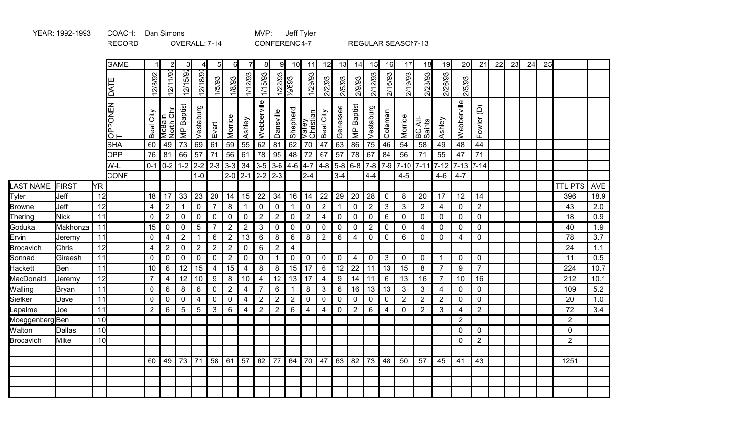YEAR: 1992-1993 COACH: Dan Simons MVP: Jeff Tyler

RECORD OVERALL: 7-14 CONFERENC 4-7 REGULAR SEASON 7-13

| LAST NAME | FIRST | YR | GAME | 1 | 2 | 3 | 4 | 5 | 6 | 7 | 8 | 9 | 10 | 11 | 12 | 13 | 14 | 15 | 16 | 17 | 18 | 19 | 20 | 21 | 22 | 23 | 24 | 25 | TTL PTS | AVE |
|---|---|---|---|---|---|---|---|---|---|---|---|---|---|---|---|---|---|---|---|---|---|---|---|---|---|---|---|---|---|---|
| | | | DATE | 12/8/92 | 12/11/92 | 12/15/92 | 12/18/92 | 1/5/93 | 1/8/93 | 1/8/93 | 1/12/93 | 1/15/93 | 1/22/93 | ½/693 | 1/29/93 | 2/2/93 | 2/5/93 | 2/9/93 | 2/12/93 | 2/16/93 | 2/19/93 | 2/23/93 | 2/26/93 | 2/5/93 | | | | | | |
| | | | OPPONENT | Beal City | McBain North Chr. | MP Baptist | Vestaburg | Evart | Morrice | Ashley | Webberville | Dansville | Shepherd | Valley Christian | Beal City | Genessee | MP Baptist | Vestaburg | Coleman | Morrice | BC All-Saints | Ashley | Webberville | Fowler (D) | | | | | | |
| | | | SHA | 60 | 49 | 73 | 69 | 61 | 59 | 55 | 62 | 81 | 62 | 70 | 47 | 63 | 86 | 75 | 46 | 54 | 58 | 49 | 48 | 44 | | | | | | |
| | | | OPP | 76 | 81 | 66 | 57 | 71 | 56 | 61 | 78 | 95 | 48 | 72 | 67 | 57 | 78 | 67 | 84 | 56 | 71 | 55 | 47 | 71 | | | | | | |
| | | | W-L | 0-1 | 0-2 | 1-2 | 2-2 | 2-3 | 3-3 | 34 | 3-5 | 3-6 | 4-6 | 4-7 | 4-8 | 5-8 | 6-8 | 7-8 | 7-9 | 7-10 | 7-11 | 7-12 | 7-13 | 7-14 | | | | | | |
| | | | CONF | | | | 1-0 | | 2-0 | 2-1 | 2-2 | 2-3 | | 2-4 | | 3-4 | | 4-4 | | 4-5 | | 4-6 | 4-7 | | | | | | | |
| Tyler | Jeff | 12 | | 18 | 17 | 33 | 23 | 20 | 14 | 15 | 22 | 34 | 16 | 14 | 22 | 29 | 20 | 28 | 0 | 8 | 20 | 17 | 12 | 14 | | | | | 396 | 18.9 |
| Browne | Jeff | 12 | | 4 | 2 | 1 | 0 | 7 | 8 | 1 | 0 | 0 | 1 | 0 | 2 | 1 | 0 | 2 | 3 | 3 | 2 | 4 | 0 | 2 | | | | | 43 | 2.0 |
| Thering | Nick | 11 | | 0 | 2 | 0 | 0 | 0 | 0 | 0 | 2 | 2 | 0 | 2 | 4 | 0 | 0 | 0 | 6 | 0 | 0 | 0 | 0 | 0 | | | | | 18 | 0.9 |
| Goduka | Makhonza | 11 | | 15 | 0 | 0 | 5 | 7 | 2 | 2 | 3 | 0 | 0 | 0 | 0 | 0 | 0 | 2 | 0 | 0 | 4 | 0 | 0 | 0 | | | | | 40 | 1.9 |
| Ervin | Jeremy | 11 | | 0 | 4 | 2 | 1 | 6 | 2 | 13 | 6 | 8 | 6 | 8 | 2 | 6 | 4 | 0 | 0 | 6 | 0 | 0 | 4 | 0 | | | | | 78 | 3.7 |
| Brocavich | Chris | 12 | | 4 | 2 | 0 | 2 | 2 | 2 | 0 | 6 | 2 | 4 | | | | | | | | | | | | | | | | 24 | 1.1 |
| Sonnad | Gireesh | 11 | | 0 | 0 | 0 | 0 | 0 | 2 | 0 | 0 | 1 | 0 | 0 | 0 | 0 | 4 | 0 | 3 | 0 | 0 | 1 | 0 | 0 | | | | | 11 | 0.5 |
| Hackett | Ben | 11 | | 10 | 6 | 12 | 15 | 4 | 15 | 4 | 8 | 8 | 15 | 17 | 6 | 12 | 22 | 11 | 13 | 15 | 8 | 7 | 9 | 7 | | | | | 224 | 10.7 |
| MacDonald | Jeremy | 12 | | 7 | 4 | 12 | 10 | 9 | 8 | 10 | 4 | 12 | 13 | 17 | 4 | 9 | 14 | 11 | 6 | 13 | 16 | 7 | 10 | 16 | | | | | 212 | 10.1 |
| Walling | Bryan | 11 | | 0 | 6 | 8 | 6 | 0 | 2 | 4 | 7 | 6 | 1 | 8 | 3 | 6 | 16 | 13 | 13 | 3 | 3 | 4 | 0 | 0 | | | | | 109 | 5.2 |
| Siefker | Dave | 11 | | 0 | 0 | 0 | 4 | 0 | 0 | 4 | 2 | 2 | 2 | 0 | 0 | 0 | 0 | 0 | 0 | 2 | 2 | 2 | 0 | 0 | | | | | 20 | 1.0 |
| Lapalme | Joe | 11 | | 2 | 6 | 5 | 5 | 3 | 6 | 4 | 2 | 2 | 6 | 4 | 4 | 0 | 2 | 6 | 4 | 0 | 2 | 3 | 4 | 2 | | | | | 72 | 3.4 |
| Moeggenberg | Ben | 10 | | | | | | | | | | | | | | | | | | | | | 2 | | | | | | 2 | |
| Walton | Dallas | 10 | | | | | | | | | | | | | | | | | | | | | 0 | 0 | | | | | 0 | |
| Brocavich | Mike | 10 | | | | | | | | | | | | | | | | | | | | | 0 | 2 | | | | | 2 | |
| | | | | | | | | | | | | | | | | | | | | | | | | | | | | | | |
| | | | | 60 | 49 | 73 | 71 | 58 | 61 | 57 | 62 | 77 | 64 | 70 | 47 | 63 | 82 | 73 | 48 | 50 | 57 | 45 | 41 | 43 | | | | | 1251 | |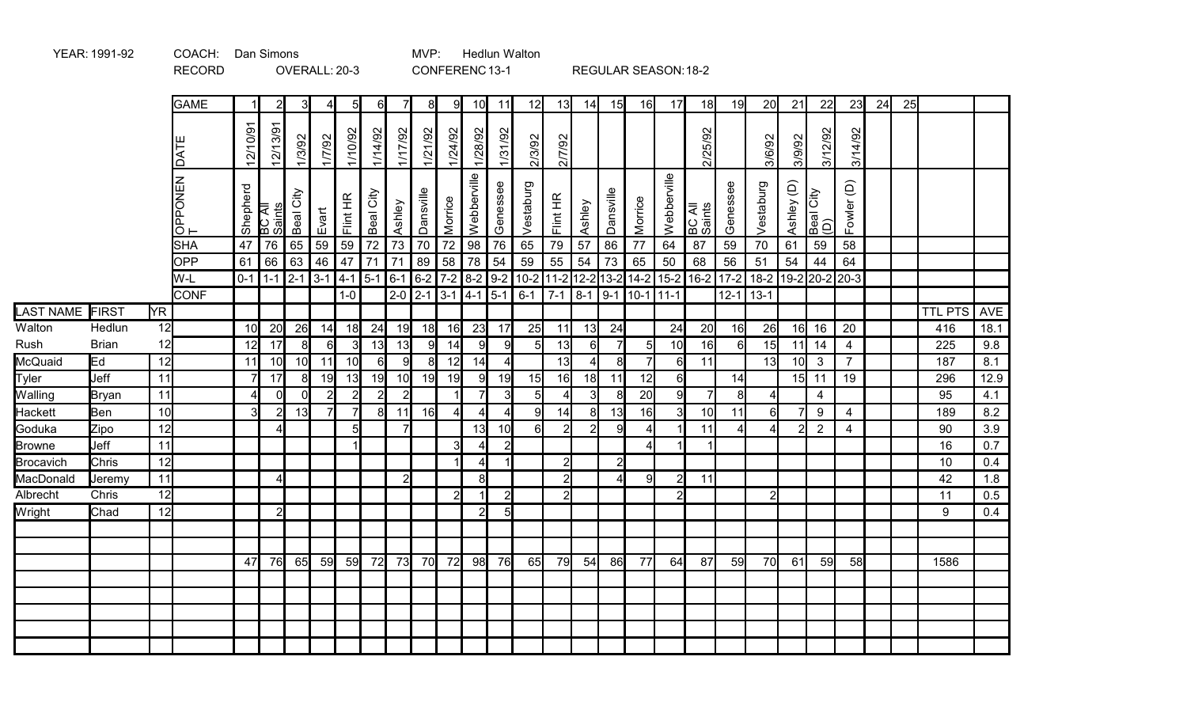YEAR: 1991-92 COACH: Dan Simons MVP: Hedlun Walton

RECORD OVERALL: 20-3 CONFERENC 13-1 REGULAR SEASON: 18-2

| | | | GAME | 1 | 2 | 3 | 4 | 5 | 6 | 7 | 8 | 9 | 10 | 11 | 12 | 13 | 14 | 15 | 16 | 17 | 18 | 19 | 20 | 21 | 22 | 23 | 24 | 25 | | |
|---|---|---|---|---|---|---|---|---|---|---|---|---|---|---|---|---|---|---|---|---|---|---|---|---|---|---|---|---|---|---|
| | | | DATE | 12/10/91 | 12/13/91 | 1/3/92 | 1/7/92 | 1/10/92 | 1/14/92 | 1/17/92 | 1/21/92 | 1/24/92 | 1/28/92 | 1/31/92 | 2/3/92 | 2/7/92 | | | | | 2/25/92 | | 3/6/92 | 3/9/92 | 3/12/92 | 3/14/92 | | | | |
| | | | OPPONENT | Shepherd | BC All Saints | Beal City | Evart | Flint HR | Beal City | Ashley | Dansville | Morrice | Webberville | Genessee | Vestaburg | Flint HR | Ashley | Dansville | Morrice | Webberville | BC All Saints | Genessee | Vestaburg | Ashley (D) | Beal City (D) | Fowler (D) | | | | |
| | | | SHA | 47 | 76 | 65 | 59 | 59 | 72 | 73 | 70 | 72 | 98 | 76 | 65 | 79 | 57 | 86 | 77 | 64 | 87 | 59 | 70 | 61 | 59 | 58 | | | | |
| | | | OPP | 61 | 66 | 63 | 46 | 47 | 71 | 71 | 89 | 58 | 78 | 54 | 59 | 55 | 54 | 73 | 65 | 50 | 68 | 56 | 51 | 54 | 44 | 64 | | | | |
| | | | W-L | 0-1 | 1-1 | 2-1 | 3-1 | 4-1 | 5-1 | 6-1 | 6-2 | 7-2 | 8-2 | 9-2 | 10-2 | 11-2 | 12-2 | 13-2 | 14-2 | 15-2 | 16-2 | 17-2 | 18-2 | 19-2 | 20-2 | 20-3 | | | | |
| | | | CONF | | | | | 1-0 | | 2-0 | 2-1 | 3-1 | 4-1 | 5-1 | 6-1 | 7-1 | 8-1 | 9-1 | 10-1 | 11-1 | | 12-1 | 13-1 | | | | | | | |
| LAST NAME | FIRST | YR | | | | | | | | | | | | | | | | | | | | | | | | | | | TTL PTS | AVE |
| Walton | Hedlun | 12 | | 10 | 20 | 26 | 14 | 18 | 24 | 19 | 18 | 16 | 23 | 17 | 25 | 11 | 13 | 24 | | 24 | 20 | 16 | 26 | 16 | 16 | 20 | | | 416 | 18.1 |
| Rush | Brian | 12 | | 12 | 17 | 8 | 6 | 3 | 13 | 13 | 9 | 14 | 9 | 9 | 5 | 13 | 6 | 7 | 5 | 10 | 16 | 6 | 15 | 11 | 14 | 4 | | | 225 | 9.8 |
| McQuaid | Ed | 12 | | 11 | 10 | 10 | 11 | 10 | 6 | 9 | 8 | 12 | 14 | 4 | | 13 | 4 | 8 | 7 | 6 | 11 | | 13 | 10 | 3 | 7 | | | 187 | 8.1 |
| Tyler | Jeff | 11 | | 7 | 17 | 8 | 19 | 13 | 19 | 10 | 19 | 19 | 9 | 19 | 15 | 16 | 18 | 11 | 12 | 6 | | 14 | | 15 | 11 | 19 | | | 296 | 12.9 |
| Walling | Bryan | 11 | | 4 | 0 | 0 | 2 | 2 | 2 | 2 | | 1 | 7 | 3 | 5 | 4 | 3 | 8 | 20 | 9 | 7 | 8 | 4 | | 4 | | | | 95 | 4.1 |
| Hackett | Ben | 10 | | 3 | 2 | 13 | 7 | 7 | 8 | 11 | 16 | 4 | 4 | 4 | 9 | 14 | 8 | 13 | 16 | 3 | 10 | 11 | 6 | 7 | 9 | 4 | | | 189 | 8.2 |
| Goduka | Zipo | 12 | | | 4 | | | 5 | | 7 | | | 13 | 10 | 6 | 2 | 2 | 9 | 4 | 1 | 11 | 4 | 4 | 2 | 2 | 4 | | | 90 | 3.9 |
| Browne | Jeff | 11 | | | | | | 1 | | | | 3 | 4 | 2 | | | | | 4 | 1 | 1 | | | | | | | | 16 | 0.7 |
| Brocavich | Chris | 12 | | | | | | | | | | 1 | 4 | 1 | | 2 | | 2 | | | | | | | | | | | 10 | 0.4 |
| MacDonald | Jeremy | 11 | | | 4 | | | | | 2 | | | 8 | | | 2 | | 4 | 9 | 2 | 11 | | | | | | | | 42 | 1.8 |
| Albrecht | Chris | 12 | | | | | | | | | | 2 | 1 | 2 | | 2 | | | | 2 | | | 2 | | | | | | 11 | 0.5 |
| Wright | Chad | 12 | | | 2 | | | | | | | | 2 | 5 | | | | | | | | | | | | | | | 9 | 0.4 |
| | | | | | | | | | | | | | | | | | | | | | | | | | | | | | | |
| | | | | | | | | | | | | | | | | | | | | | | | | | | | | | | |
| | | | | 47 | 76 | 65 | 59 | 59 | 72 | 73 | 70 | 72 | 98 | 76 | 65 | 79 | 54 | 86 | 77 | 64 | 87 | 59 | 70 | 61 | 59 | 58 | | | 1586 | |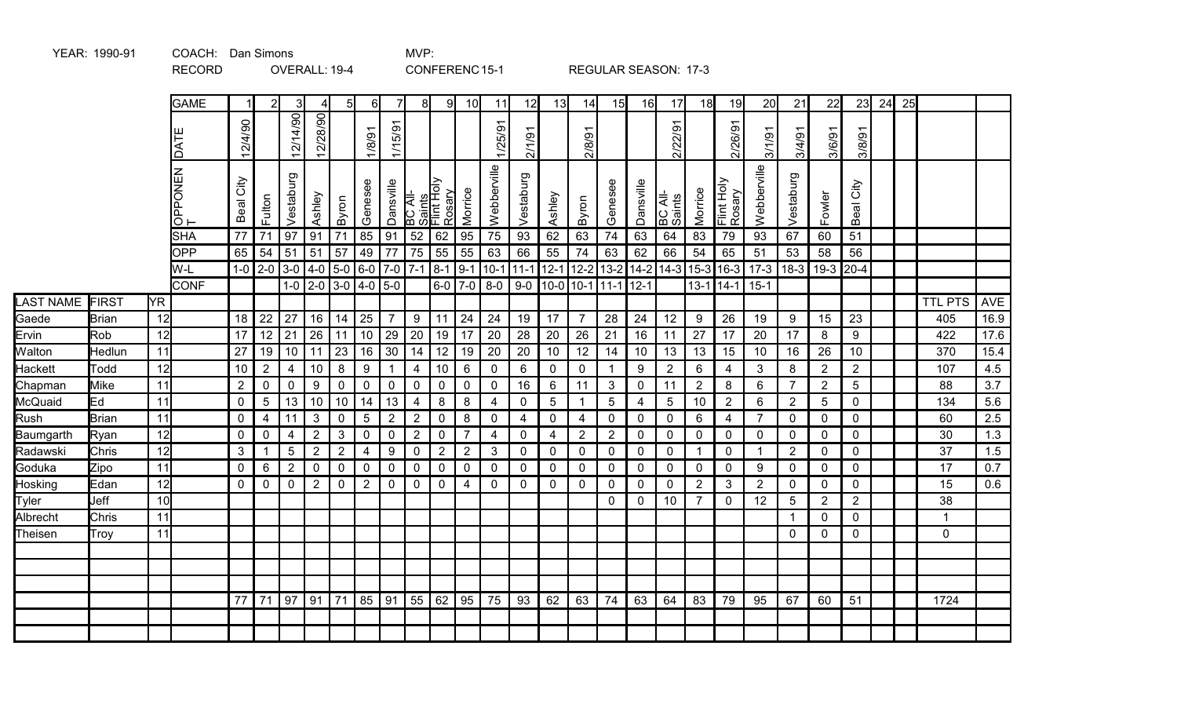YEAR: 1990-91 COACH: Dan Simons MVP:

RECORD OVERALL: 19-4 CONFERENC 15-1 REGULAR SEASON: 17-3

| | | | GAME | 1 | 2 | 3 | 4 | 5 | 6 | 7 | 8 | 9 | 10 | 11 | 12 | 13 | 14 | 15 | 16 | 17 | 18 | 19 | 20 | 21 | 22 | 23 | 24 | 25 | | |
|---|---|---|---|---|---|---|---|---|---|---|---|---|---|---|---|---|---|---|---|---|---|---|---|---|---|---|---|---|---|---|
| | | | DATE | 12/4/90 | | 12/14/90 | 12/28/90 | | 1/8/91 | 1/15/91 | | | | 1/25/91 | 2/1/91 | | 2/8/91 | | | 2/22/91 | | 2/26/91 | 3/1/91 | 3/4/91 | 3/6/91 | 3/8/91 | | | | |
| | | | OPPONENT | Beal City | Fulton | Vestaburg | Ashley | Byron | Genesee | Dansville | BC All-Saints | Flint Holy Rosary | Morrice | Webberville | Vestaburg | Ashley | Byron | Genesee | Dansville | BC All-Saints | Morrice | Flint Holy Rosary | Webberville | Vestaburg | Fowler | Beal City | | | | |
| | | | SHA | 77 | 71 | 97 | 91 | 71 | 85 | 91 | 52 | 62 | 95 | 75 | 93 | 62 | 63 | 74 | 63 | 64 | 83 | 79 | 93 | 67 | 60 | 51 | | | | |
| | | | OPP | 65 | 54 | 51 | 51 | 57 | 49 | 77 | 75 | 55 | 55 | 63 | 66 | 55 | 74 | 63 | 62 | 66 | 54 | 65 | 51 | 53 | 58 | 56 | | | | |
| | | | W-L | 1-0 | 2-0 | 3-0 | 4-0 | 5-0 | 6-0 | 7-0 | 7-1 | 8-1 | 9-1 | 10-1 | 11-1 | 12-1 | 12-2 | 13-2 | 14-2 | 14-3 | 15-3 | 16-3 | 17-3 | 18-3 | 19-3 | 20-4 | | | | |
| | | | CONF | | | 1-0 | 2-0 | 3-0 | 4-0 | 5-0 | | 6-0 | 7-0 | 8-0 | 9-0 | 10-0 | 10-1 | 11-1 | 12-1 | | 13-1 | 14-1 | 15-1 | | | | | | | |
| LAST NAME | FIRST | YR | | | | | | | | | | | | | | | | | | | | | | | | | | | TTL PTS | AVE |
| Gaede | Brian | 12 | | 18 | 22 | 27 | 16 | 14 | 25 | 7 | 9 | 11 | 24 | 24 | 19 | 17 | 7 | 28 | 24 | 12 | 9 | 26 | 19 | 9 | 15 | 23 | | | 405 | 16.9 |
| Ervin | Rob | 12 | | 17 | 12 | 21 | 26 | 11 | 10 | 29 | 20 | 19 | 17 | 20 | 28 | 20 | 26 | 21 | 16 | 11 | 27 | 17 | 20 | 17 | 8 | 9 | | | 422 | 17.6 |
| Walton | Hedlun | 11 | | 27 | 19 | 10 | 11 | 23 | 16 | 30 | 14 | 12 | 19 | 20 | 20 | 10 | 12 | 14 | 10 | 13 | 13 | 15 | 10 | 16 | 26 | 10 | | | 370 | 15.4 |
| Hackett | Todd | 12 | | 10 | 2 | 4 | 10 | 8 | 9 | 1 | 4 | 10 | 6 | 0 | 6 | 0 | 0 | 1 | 9 | 2 | 6 | 4 | 3 | 8 | 2 | 2 | | | 107 | 4.5 |
| Chapman | Mike | 11 | | 2 | 0 | 0 | 9 | 0 | 0 | 0 | 0 | 0 | 0 | 0 | 16 | 6 | 11 | 3 | 0 | 11 | 2 | 8 | 6 | 7 | 2 | 5 | | | 88 | 3.7 |
| McQuaid | Ed | 11 | | 0 | 5 | 13 | 10 | 10 | 14 | 13 | 4 | 8 | 8 | 4 | 0 | 5 | 1 | 5 | 4 | 5 | 10 | 2 | 6 | 2 | 5 | 0 | | | 134 | 5.6 |
| Rush | Brian | 11 | | 0 | 4 | 11 | 3 | 0 | 5 | 2 | 2 | 0 | 8 | 0 | 4 | 0 | 4 | 0 | 0 | 0 | 6 | 4 | 7 | 0 | 0 | 0 | | | 60 | 2.5 |
| Baumgarth | Ryan | 12 | | 0 | 0 | 4 | 2 | 3 | 0 | 0 | 2 | 0 | 7 | 4 | 0 | 4 | 2 | 2 | 0 | 0 | 0 | 0 | 0 | 0 | 0 | 0 | | | 30 | 1.3 |
| Radawski | Chris | 12 | | 3 | 1 | 5 | 2 | 2 | 4 | 9 | 0 | 2 | 2 | 3 | 0 | 0 | 0 | 0 | 0 | 0 | 1 | 0 | 1 | 2 | 0 | 0 | | | 37 | 1.5 |
| Goduka | Zipo | 11 | | 0 | 6 | 2 | 0 | 0 | 0 | 0 | 0 | 0 | 0 | 0 | 0 | 0 | 0 | 0 | 0 | 0 | 0 | 0 | 9 | 0 | 0 | 0 | | | 17 | 0.7 |
| Hosking | Edan | 12 | | 0 | 0 | 0 | 2 | 0 | 2 | 0 | 0 | 0 | 4 | 0 | 0 | 0 | 0 | 0 | 0 | 0 | 2 | 3 | 2 | 0 | 0 | 0 | | | 15 | 0.6 |
| Tyler | Jeff | 10 | | | | | | | | | | | | | | | | 0 | 0 | 10 | 7 | 0 | 12 | 5 | 2 | 2 | | | 38 | |
| Albrecht | Chris | 11 | | | | | | | | | | | | | | | | | | | | | | 1 | 0 | 0 | | | 1 | |
| Theisen | Troy | 11 | | | | | | | | | | | | | | | | | | | | | | 0 | 0 | 0 | | | 0 | |
| | | | | | | | | | | | | | | | | | | | | | | | | | | | | | | |
| | | | | | | | | | | | | | | | | | | | | | | | | | | | | | | |
| | | | | | | | | | | | | | | | | | | | | | | | | | | | | | | |
| | | | | 77 | 71 | 97 | 91 | 71 | 85 | 91 | 55 | 62 | 95 | 75 | 93 | 62 | 63 | 74 | 63 | 64 | 83 | 79 | 95 | 67 | 60 | 51 | | | 1724 | |
| | | | | | | | | | | | | | | | | | | | | | | | | | | | | | | |
| | | | | | | | | | | | | | | | | | | | | | | | | | | | | | | |